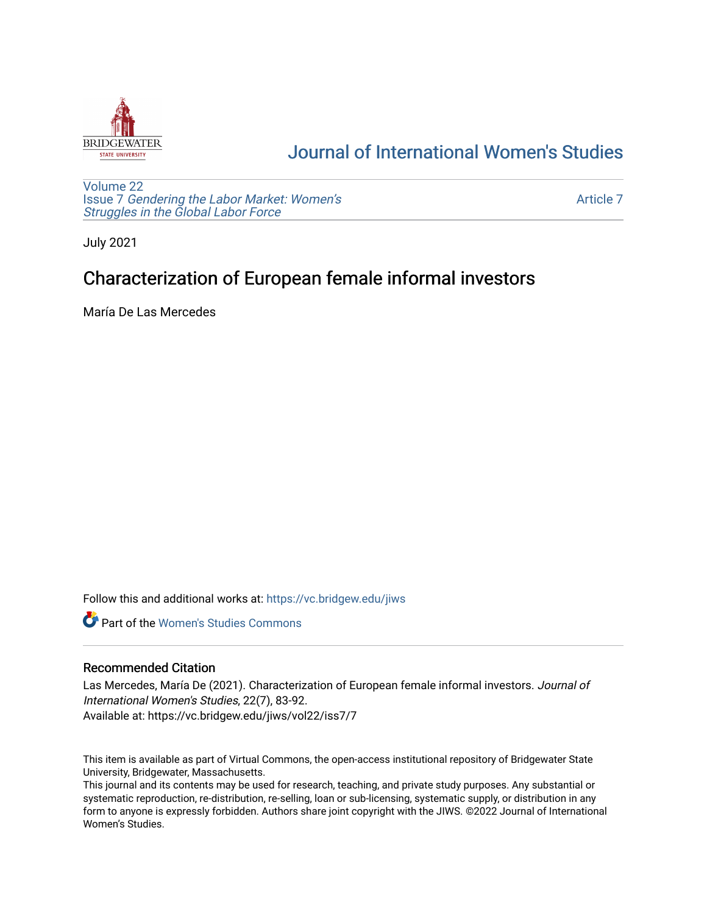# Journal of International Women's Studies

Volume 22
Issue 7 *Gendering the Labor Market: Women's Struggles in the Global Labor Force*

Article 7

July 2021

## Characterization of European female informal investors

María De Las Mercedes

Follow this and additional works at: https://vc.bridgew.edu/jiws

Part of the Women's Studies Commons

### Recommended Citation

Las Mercedes, María De (2021). Characterization of European female informal investors. *Journal of International Women's Studies*, 22(7), 83-92.
Available at: https://vc.bridgew.edu/jiws/vol22/iss7/7

This item is available as part of Virtual Commons, the open-access institutional repository of Bridgewater State University, Bridgewater, Massachusetts.
This journal and its contents may be used for research, teaching, and private study purposes. Any substantial or systematic reproduction, re-distribution, re-selling, loan or sub-licensing, systematic supply, or distribution in any form to anyone is expressly forbidden. Authors share joint copyright with the JIWS. ©2022 Journal of International Women's Studies.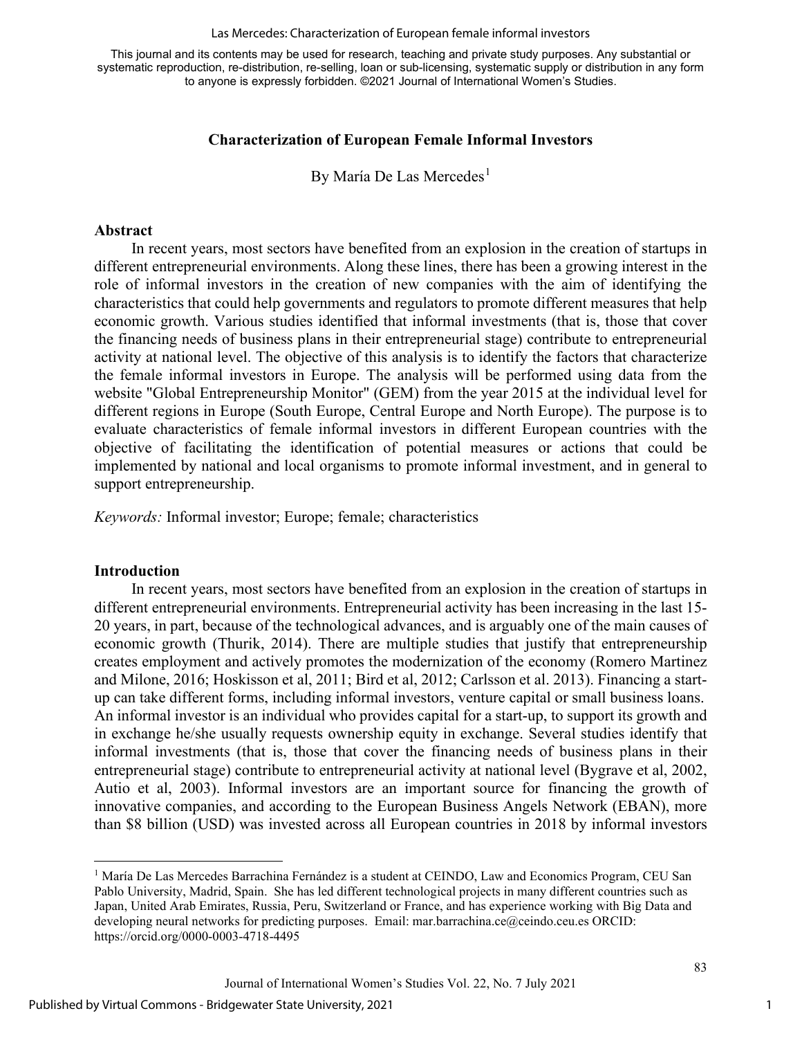# Characterization of European Female Informal Investors

By María De Las Mercedes[1]

## Abstract

In recent years, most sectors have benefited from an explosion in the creation of startups in different entrepreneurial environments. Along these lines, there has been a growing interest in the role of informal investors in the creation of new companies with the aim of identifying the characteristics that could help governments and regulators to promote different measures that help economic growth. Various studies identified that informal investments (that is, those that cover the financing needs of business plans in their entrepreneurial stage) contribute to entrepreneurial activity at national level. The objective of this analysis is to identify the factors that characterize the female informal investors in Europe. The analysis will be performed using data from the website "Global Entrepreneurship Monitor" (GEM) from the year 2015 at the individual level for different regions in Europe (South Europe, Central Europe and North Europe). The purpose is to evaluate characteristics of female informal investors in different European countries with the objective of facilitating the identification of potential measures or actions that could be implemented by national and local organisms to promote informal investment, and in general to support entrepreneurship.

*Keywords:* Informal investor; Europe; female; characteristics

## Introduction

In recent years, most sectors have benefited from an explosion in the creation of startups in different entrepreneurial environments. Entrepreneurial activity has been increasing in the last 15-20 years, in part, because of the technological advances, and is arguably one of the main causes of economic growth (Thurik, 2014). There are multiple studies that justify that entrepreneurship creates employment and actively promotes the modernization of the economy (Romero Martinez and Milone, 2016; Hoskisson et al, 2011; Bird et al, 2012; Carlsson et al. 2013). Financing a start-up can take different forms, including informal investors, venture capital or small business loans. An informal investor is an individual who provides capital for a start-up, to support its growth and in exchange he/she usually requests ownership equity in exchange. Several studies identify that informal investments (that is, those that cover the financing needs of business plans in their entrepreneurial stage) contribute to entrepreneurial activity at national level (Bygrave et al, 2002, Autio et al, 2003). Informal investors are an important source for financing the growth of innovative companies, and according to the European Business Angels Network (EBAN), more than $8 billion (USD) was invested across all European countries in 2018 by informal investors

[1] María De Las Mercedes Barrachina Fernández is a student at CEINDO, Law and Economics Program, CEU San Pablo University, Madrid, Spain. She has led different technological projects in many different countries such as Japan, United Arab Emirates, Russia, Peru, Switzerland or France, and has experience working with Big Data and developing neural networks for predicting purposes. Email: mar.barrachina.ce@ceindo.ceu.es ORCID: https://orcid.org/0000-0003-4718-4495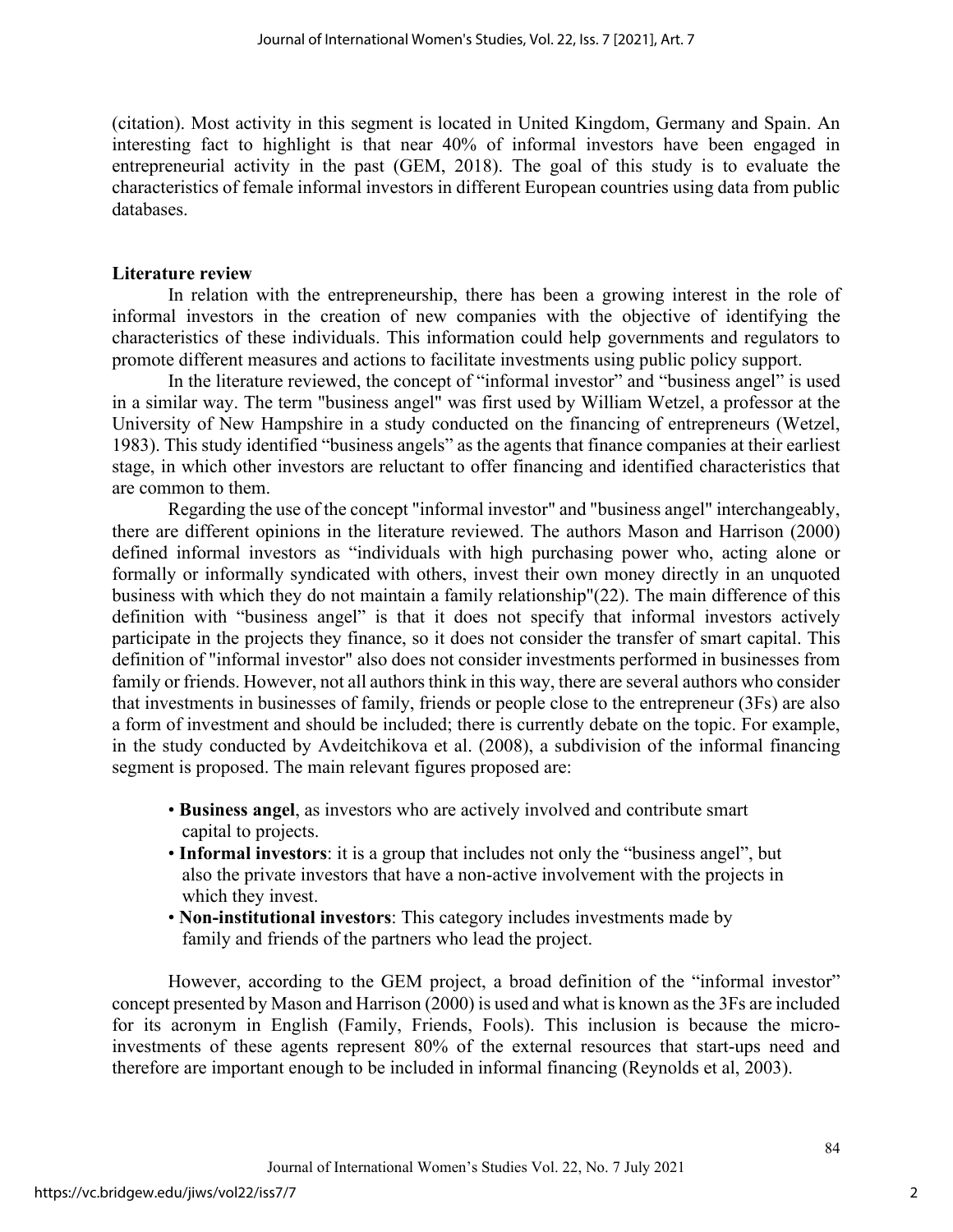(citation). Most activity in this segment is located in United Kingdom, Germany and Spain. An interesting fact to highlight is that near 40% of informal investors have been engaged in entrepreneurial activity in the past (GEM, 2018). The goal of this study is to evaluate the characteristics of female informal investors in different European countries using data from public databases.

## Literature review

In relation with the entrepreneurship, there has been a growing interest in the role of informal investors in the creation of new companies with the objective of identifying the characteristics of these individuals. This information could help governments and regulators to promote different measures and actions to facilitate investments using public policy support.

In the literature reviewed, the concept of "informal investor" and "business angel" is used in a similar way. The term "business angel" was first used by William Wetzel, a professor at the University of New Hampshire in a study conducted on the financing of entrepreneurs (Wetzel, 1983). This study identified "business angels" as the agents that finance companies at their earliest stage, in which other investors are reluctant to offer financing and identified characteristics that are common to them.

Regarding the use of the concept "informal investor" and "business angel" interchangeably, there are different opinions in the literature reviewed. The authors Mason and Harrison (2000) defined informal investors as "individuals with high purchasing power who, acting alone or formally or informally syndicated with others, invest their own money directly in an unquoted business with which they do not maintain a family relationship"(22). The main difference of this definition with "business angel" is that it does not specify that informal investors actively participate in the projects they finance, so it does not consider the transfer of smart capital. This definition of "informal investor" also does not consider investments performed in businesses from family or friends. However, not all authors think in this way, there are several authors who consider that investments in businesses of family, friends or people close to the entrepreneur (3Fs) are also a form of investment and should be included; there is currently debate on the topic. For example, in the study conducted by Avdeitchikova et al. (2008), a subdivision of the informal financing segment is proposed. The main relevant figures proposed are:

- **Business angel**, as investors who are actively involved and contribute smart capital to projects.
- **Informal investors**: it is a group that includes not only the "business angel", but also the private investors that have a non-active involvement with the projects in which they invest.
- **Non-institutional investors**: This category includes investments made by family and friends of the partners who lead the project.

However, according to the GEM project, a broad definition of the "informal investor" concept presented by Mason and Harrison (2000) is used and what is known as the 3Fs are included for its acronym in English (Family, Friends, Fools). This inclusion is because the micro-investments of these agents represent 80% of the external resources that start-ups need and therefore are important enough to be included in informal financing (Reynolds et al, 2003).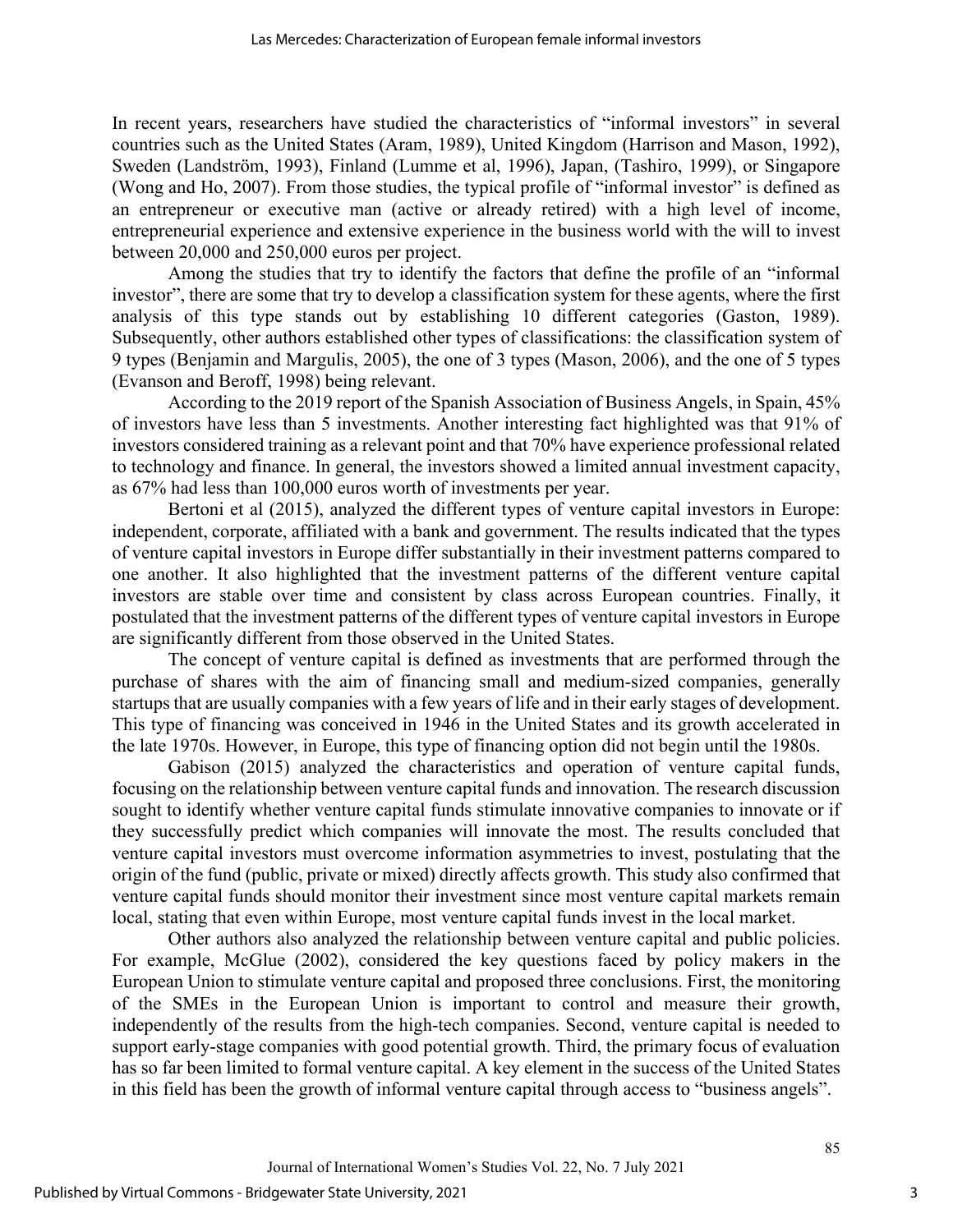In recent years, researchers have studied the characteristics of "informal investors" in several countries such as the United States (Aram, 1989), United Kingdom (Harrison and Mason, 1992), Sweden (Landström, 1993), Finland (Lumme et al, 1996), Japan, (Tashiro, 1999), or Singapore (Wong and Ho, 2007). From those studies, the typical profile of "informal investor" is defined as an entrepreneur or executive man (active or already retired) with a high level of income, entrepreneurial experience and extensive experience in the business world with the will to invest between 20,000 and 250,000 euros per project.

Among the studies that try to identify the factors that define the profile of an "informal investor", there are some that try to develop a classification system for these agents, where the first analysis of this type stands out by establishing 10 different categories (Gaston, 1989). Subsequently, other authors established other types of classifications: the classification system of 9 types (Benjamin and Margulis, 2005), the one of 3 types (Mason, 2006), and the one of 5 types (Evanson and Beroff, 1998) being relevant.

According to the 2019 report of the Spanish Association of Business Angels, in Spain, 45% of investors have less than 5 investments. Another interesting fact highlighted was that 91% of investors considered training as a relevant point and that 70% have experience professional related to technology and finance. In general, the investors showed a limited annual investment capacity, as 67% had less than 100,000 euros worth of investments per year.

Bertoni et al (2015), analyzed the different types of venture capital investors in Europe: independent, corporate, affiliated with a bank and government. The results indicated that the types of venture capital investors in Europe differ substantially in their investment patterns compared to one another. It also highlighted that the investment patterns of the different venture capital investors are stable over time and consistent by class across European countries. Finally, it postulated that the investment patterns of the different types of venture capital investors in Europe are significantly different from those observed in the United States.

The concept of venture capital is defined as investments that are performed through the purchase of shares with the aim of financing small and medium-sized companies, generally startups that are usually companies with a few years of life and in their early stages of development. This type of financing was conceived in 1946 in the United States and its growth accelerated in the late 1970s. However, in Europe, this type of financing option did not begin until the 1980s.

Gabison (2015) analyzed the characteristics and operation of venture capital funds, focusing on the relationship between venture capital funds and innovation. The research discussion sought to identify whether venture capital funds stimulate innovative companies to innovate or if they successfully predict which companies will innovate the most. The results concluded that venture capital investors must overcome information asymmetries to invest, postulating that the origin of the fund (public, private or mixed) directly affects growth. This study also confirmed that venture capital funds should monitor their investment since most venture capital markets remain local, stating that even within Europe, most venture capital funds invest in the local market.

Other authors also analyzed the relationship between venture capital and public policies. For example, McGlue (2002), considered the key questions faced by policy makers in the European Union to stimulate venture capital and proposed three conclusions. First, the monitoring of the SMEs in the European Union is important to control and measure their growth, independently of the results from the high-tech companies. Second, venture capital is needed to support early-stage companies with good potential growth. Third, the primary focus of evaluation has so far been limited to formal venture capital. A key element in the success of the United States in this field has been the growth of informal venture capital through access to "business angels".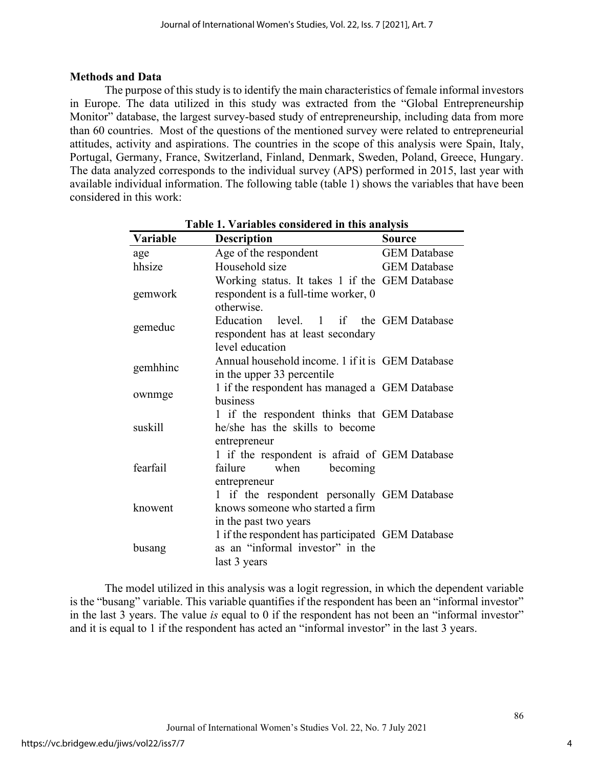## Methods and Data

The purpose of this study is to identify the main characteristics of female informal investors in Europe. The data utilized in this study was extracted from the "Global Entrepreneurship Monitor" database, the largest survey-based study of entrepreneurship, including data from more than 60 countries. Most of the questions of the mentioned survey were related to entrepreneurial attitudes, activity and aspirations. The countries in the scope of this analysis were Spain, Italy, Portugal, Germany, France, Switzerland, Finland, Denmark, Sweden, Poland, Greece, Hungary. The data analyzed corresponds to the individual survey (APS) performed in 2015, last year with available individual information. The following table (table 1) shows the variables that have been considered in this work:

**Table 1. Variables considered in this analysis**

| Variable | Description | Source |
|---|---|---|
| age | Age of the respondent | GEM Database |
| hhsize | Household size | GEM Database |
| gemwork | Working status. It takes 1 if the respondent is a full-time worker, 0 otherwise. | GEM Database |
| gemeduc | Education level. 1 if the respondent has at least secondary level education | GEM Database |
| gemhhinc | Annual household income. 1 if it is in the upper 33 percentile | GEM Database |
| ownmge | 1 if the respondent has managed a business | GEM Database |
| suskill | 1 if the respondent thinks that he/she has the skills to become entrepreneur | GEM Database |
| fearfail | 1 if the respondent is afraid of failure when becoming entrepreneur | GEM Database |
| knowent | 1 if the respondent personally knows someone who started a firm in the past two years | GEM Database |
| busang | 1 if the respondent has participated as an "informal investor" in the last 3 years | GEM Database |

The model utilized in this analysis was a logit regression, in which the dependent variable is the "busang" variable. This variable quantifies if the respondent has been an "informal investor" in the last 3 years. The value *is* equal to 0 if the respondent has not been an "informal investor" and it is equal to 1 if the respondent has acted an "informal investor" in the last 3 years.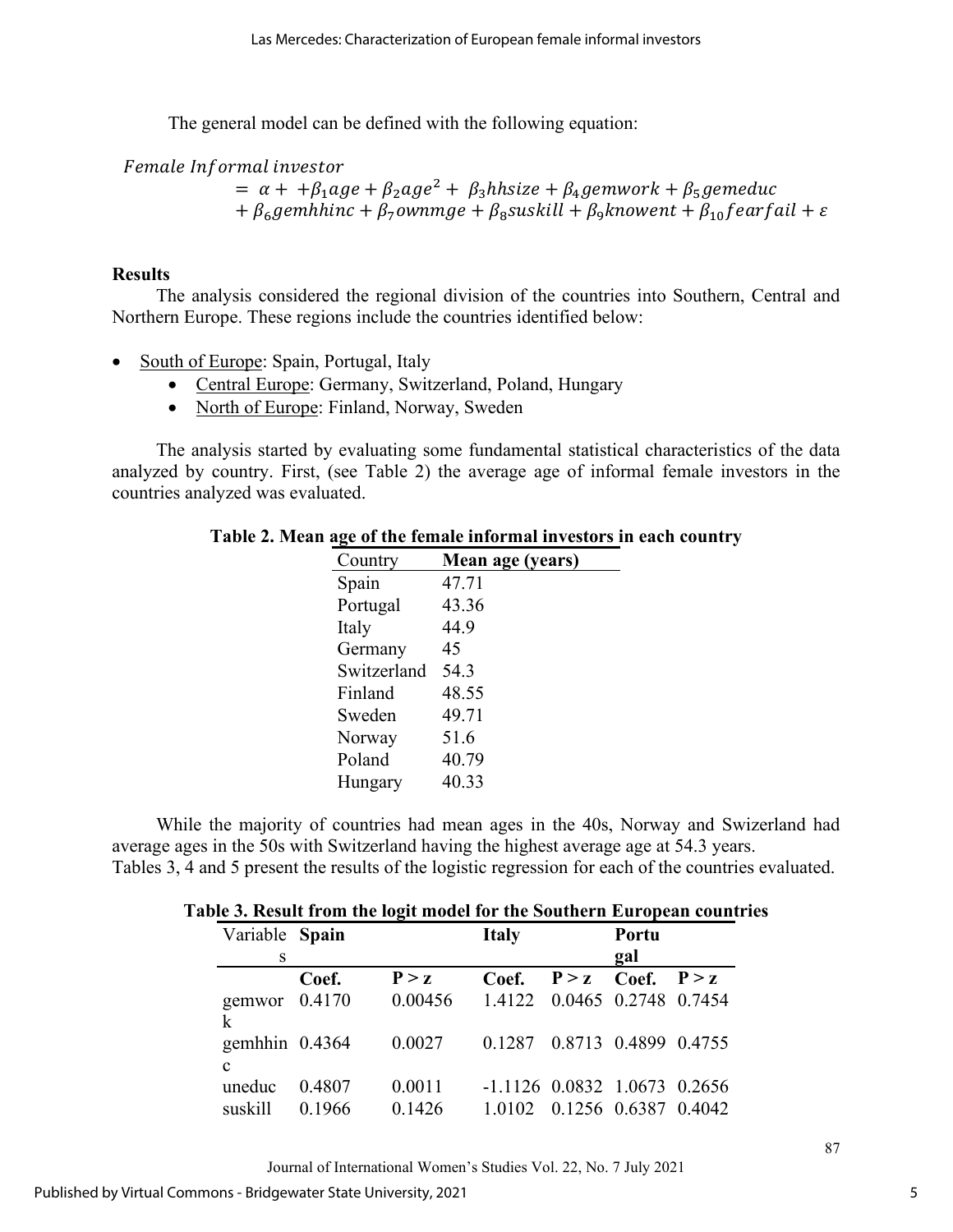The general model can be defined with the following equation:

$$Female\ Informal\ investor = \alpha + +\beta_1 age + \beta_2 age^2 + \beta_3 hhsize + \beta_4 gemwork + \beta_5 gemeduc + \beta_6 gemhhinc + \beta_7 ownmge + \beta_8 suskill + \beta_9 knowent + \beta_{10} fearfail + \varepsilon$$

## Results

The analysis considered the regional division of the countries into Southern, Central and Northern Europe. These regions include the countries identified below:

- South of Europe: Spain, Portugal, Italy
    - Central Europe: Germany, Switzerland, Poland, Hungary
    - North of Europe: Finland, Norway, Sweden

The analysis started by evaluating some fundamental statistical characteristics of the data analyzed by country. First, (see Table 2) the average age of informal female investors in the countries analyzed was evaluated.

**Table 2. Mean age of the female informal investors in each country**

| Country | Mean age (years) |
|---|---|
| Spain | 47.71 |
| Portugal | 43.36 |
| Italy | 44.9 |
| Germany | 45 |
| Switzerland | 54.3 |
| Finland | 48.55 |
| Sweden | 49.71 |
| Norway | 51.6 |
| Poland | 40.79 |
| Hungary | 40.33 |

While the majority of countries had mean ages in the 40s, Norway and Swizerland had average ages in the 50s with Switzerland having the highest average age at 54.3 years. Tables 3, 4 and 5 present the results of the logistic regression for each of the countries evaluated.

**Table 3. Result from the logit model for the Southern European countries**

| Variables | Spain | | Italy | | Portugal | |
|---|---|---|---|---|---|---|
| | **Coef.** | **P > z** | **Coef.** | **P > z** | **Coef.** | **P > z** |
| gemwork | 0.4170 | 0.00456 | 1.4122 | 0.0465 | 0.2748 | 0.7454 |
| gemhhinc | 0.4364 | 0.0027 | 0.1287 | 0.8713 | 0.4899 | 0.4755 |
| uneduc | 0.4807 | 0.0011 | -1.1126 | 0.0832 | 1.0673 | 0.2656 |
| suskill | 0.1966 | 0.1426 | 1.0102 | 0.1256 | 0.6387 | 0.4042 |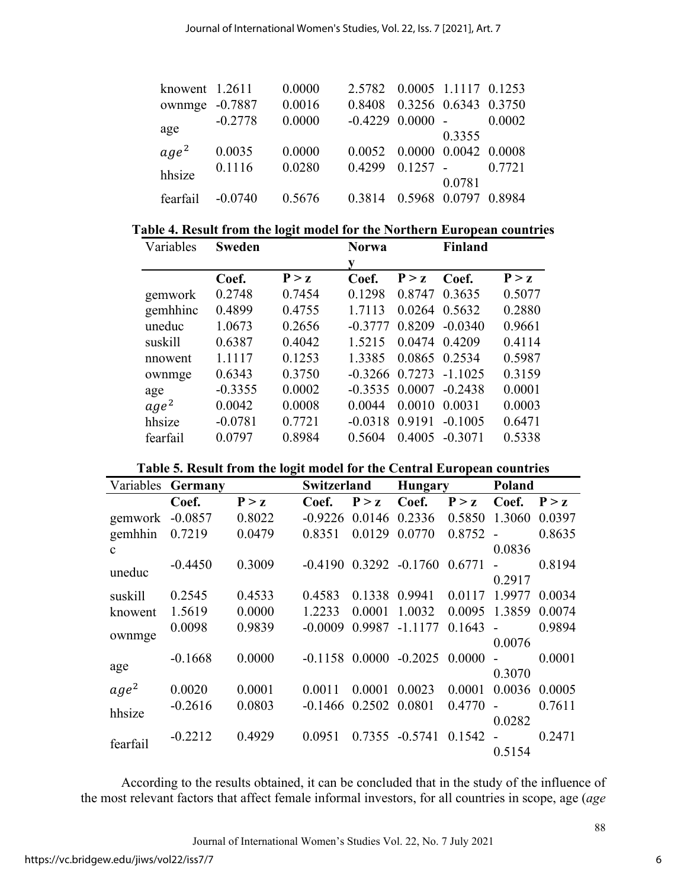| | | | | | | |
|---|---|---|---|---|---|---|
| knowent | 1.2611 | 0.0000 | 2.5782 | 0.0005 | 1.1117 | 0.1253 |
| ownmge | -0.7887 | 0.0016 | 0.8408 | 0.3256 | 0.6343 | 0.3750 |
| age | -0.2778 | 0.0000 | -0.4229 | 0.0000 | -0.3355 | 0.0002 |
| $age^2$ | 0.0035 | 0.0000 | 0.0052 | 0.0000 | 0.0042 | 0.0008 |
| hhsize | 0.1116 | 0.0280 | 0.4299 | 0.1257 | -0.0781 | 0.7721 |
| fearfail | -0.0740 | 0.5676 | 0.3814 | 0.5968 | 0.0797 | 0.8984 |

**Table 4. Result from the logit model for the Northern European countries**

| Variables | **Sweden** | | **Norway** | | **Finland** | |
|---|---|---|---|---|---|---|
| | **Coef.** | **P > z** | **Coef.** | **P > z** | **Coef.** | **P > z** |
| gemwork | 0.2748 | 0.7454 | 0.1298 | 0.8747 | 0.3635 | 0.5077 |
| gemhhinc | 0.4899 | 0.4755 | 1.7113 | 0.0264 | 0.5632 | 0.2880 |
| uneduc | 1.0673 | 0.2656 | -0.3777 | 0.8209 | -0.0340 | 0.9661 |
| suskill | 0.6387 | 0.4042 | 1.5215 | 0.0474 | 0.4209 | 0.4114 |
| nnowent | 1.1117 | 0.1253 | 1.3385 | 0.0865 | 0.2534 | 0.5987 |
| ownmge | 0.6343 | 0.3750 | -0.3266 | 0.7273 | -1.1025 | 0.3159 |
| age | -0.3355 | 0.0002 | -0.3535 | 0.0007 | -0.2438 | 0.0001 |
| $age^2$ | 0.0042 | 0.0008 | 0.0044 | 0.0010 | 0.0031 | 0.0003 |
| hhsize | -0.0781 | 0.7721 | -0.0318 | 0.9191 | -0.1005 | 0.6471 |
| fearfail | 0.0797 | 0.8984 | 0.5604 | 0.4005 | -0.3071 | 0.5338 |

**Table 5. Result from the logit model for the Central European countries**

| Variables | **Germany** | | **Switzerland** | | **Hungary** | | **Poland** | |
|---|---|---|---|---|---|---|---|---|
| | **Coef.** | **P > z** | **Coef.** | **P > z** | **Coef.** | **P > z** | **Coef.** | **P > z** |
| gemwork | -0.0857 | 0.8022 | -0.9226 | 0.0146 | 0.2336 | 0.5850 | 1.3060 | 0.0397 |
| gemhhinc | 0.7219 | 0.0479 | 0.8351 | 0.0129 | 0.0770 | 0.8752 | -0.0836 | 0.8635 |
| uneduc | -0.4450 | 0.3009 | -0.4190 | 0.3292 | -0.1760 | 0.6771 | -0.2917 | 0.8194 |
| suskill | 0.2545 | 0.4533 | 0.4583 | 0.1338 | 0.9941 | 0.0117 | 1.9977 | 0.0034 |
| knowent | 1.5619 | 0.0000 | 1.2233 | 0.0001 | 1.0032 | 0.0095 | 1.3859 | 0.0074 |
| ownmge | 0.0098 | 0.9839 | -0.0009 | 0.9987 | -1.1177 | 0.1643 | -0.0076 | 0.9894 |
| age | -0.1668 | 0.0000 | -0.1158 | 0.0000 | -0.2025 | 0.0000 | -0.3070 | 0.0001 |
| $age^2$ | 0.0020 | 0.0001 | 0.0011 | 0.0001 | 0.0023 | 0.0001 | 0.0036 | 0.0005 |
| hhsize | -0.2616 | 0.0803 | -0.1466 | 0.2502 | 0.0801 | 0.4770 | -0.0282 | 0.7611 |
| fearfail | -0.2212 | 0.4929 | 0.0951 | 0.7355 | -0.5741 | 0.1542 | -0.5154 | 0.2471 |

According to the results obtained, it can be concluded that in the study of the influence of the most relevant factors that affect female informal investors, for all countries in scope, age (*age*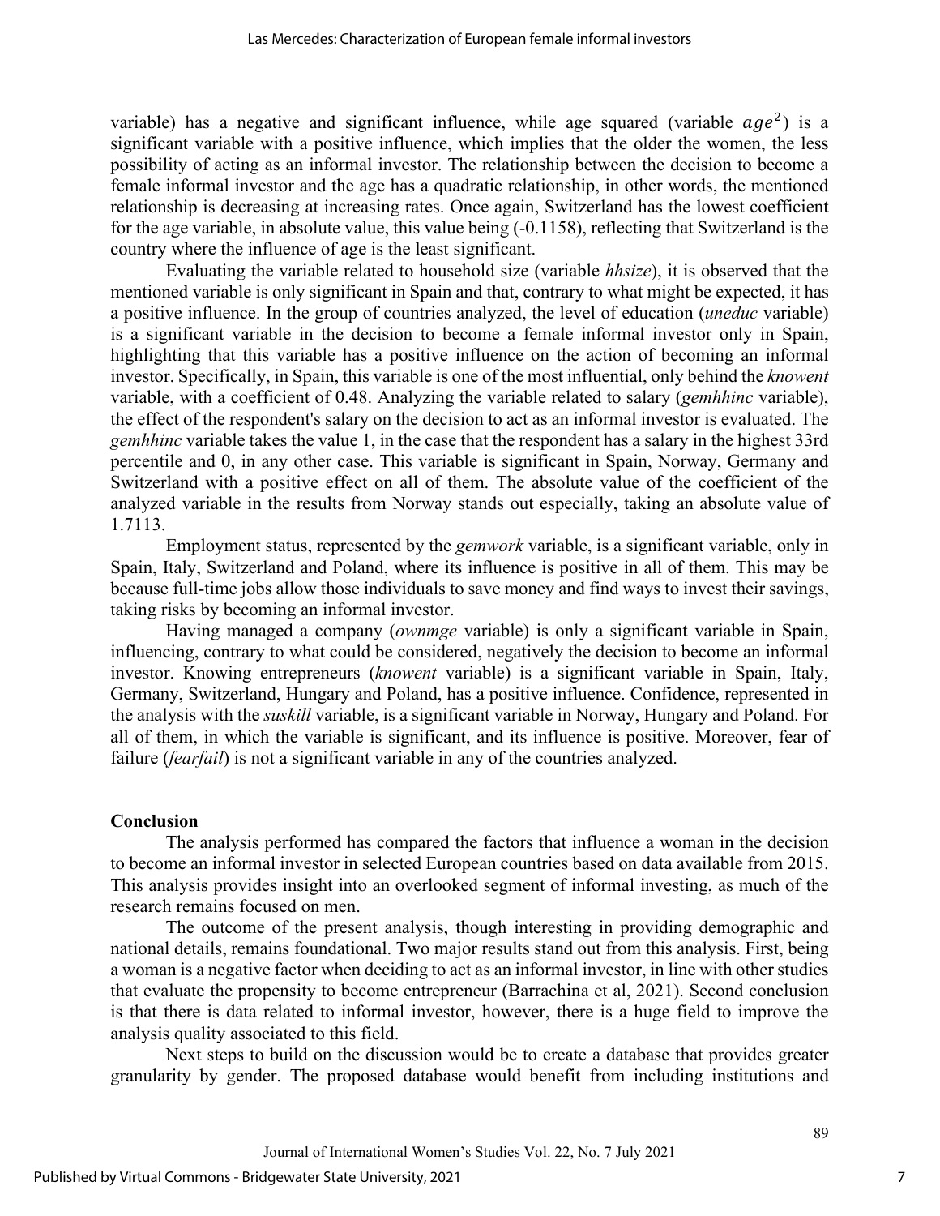variable) has a negative and significant influence, while age squared (variable $age^2$) is a significant variable with a positive influence, which implies that the older the women, the less possibility of acting as an informal investor. The relationship between the decision to become a female informal investor and the age has a quadratic relationship, in other words, the mentioned relationship is decreasing at increasing rates. Once again, Switzerland has the lowest coefficient for the age variable, in absolute value, this value being (-0.1158), reflecting that Switzerland is the country where the influence of age is the least significant.

Evaluating the variable related to household size (variable *hhsize*), it is observed that the mentioned variable is only significant in Spain and that, contrary to what might be expected, it has a positive influence. In the group of countries analyzed, the level of education (*uneduc* variable) is a significant variable in the decision to become a female informal investor only in Spain, highlighting that this variable has a positive influence on the action of becoming an informal investor. Specifically, in Spain, this variable is one of the most influential, only behind the *knowent* variable, with a coefficient of 0.48. Analyzing the variable related to salary (*gemhhinc* variable), the effect of the respondent's salary on the decision to act as an informal investor is evaluated. The *gemhhinc* variable takes the value 1, in the case that the respondent has a salary in the highest 33rd percentile and 0, in any other case. This variable is significant in Spain, Norway, Germany and Switzerland with a positive effect on all of them. The absolute value of the coefficient of the analyzed variable in the results from Norway stands out especially, taking an absolute value of 1.7113.

Employment status, represented by the *gemwork* variable, is a significant variable, only in Spain, Italy, Switzerland and Poland, where its influence is positive in all of them. This may be because full-time jobs allow those individuals to save money and find ways to invest their savings, taking risks by becoming an informal investor.

Having managed a company (*ownmge* variable) is only a significant variable in Spain, influencing, contrary to what could be considered, negatively the decision to become an informal investor. Knowing entrepreneurs (*knowent* variable) is a significant variable in Spain, Italy, Germany, Switzerland, Hungary and Poland, has a positive influence. Confidence, represented in the analysis with the *suskill* variable, is a significant variable in Norway, Hungary and Poland. For all of them, in which the variable is significant, and its influence is positive. Moreover, fear of failure (*fearfail*) is not a significant variable in any of the countries analyzed.

## Conclusion

The analysis performed has compared the factors that influence a woman in the decision to become an informal investor in selected European countries based on data available from 2015. This analysis provides insight into an overlooked segment of informal investing, as much of the research remains focused on men.

The outcome of the present analysis, though interesting in providing demographic and national details, remains foundational. Two major results stand out from this analysis. First, being a woman is a negative factor when deciding to act as an informal investor, in line with other studies that evaluate the propensity to become entrepreneur (Barrachina et al, 2021). Second conclusion is that there is data related to informal investor, however, there is a huge field to improve the analysis quality associated to this field.

Next steps to build on the discussion would be to create a database that provides greater granularity by gender. The proposed database would benefit from including institutions and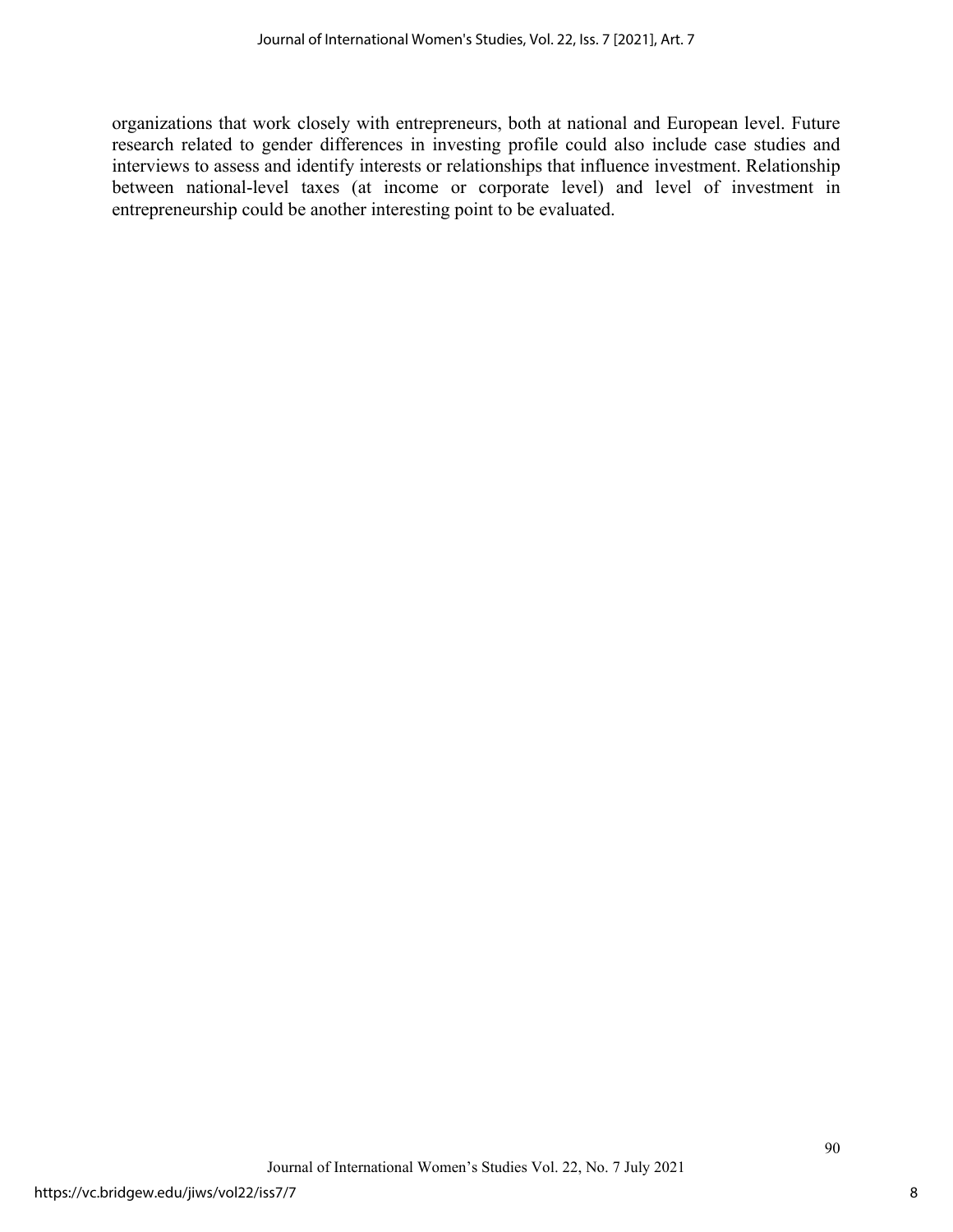organizations that work closely with entrepreneurs, both at national and European level. Future research related to gender differences in investing profile could also include case studies and interviews to assess and identify interests or relationships that influence investment. Relationship between national-level taxes (at income or corporate level) and level of investment in entrepreneurship could be another interesting point to be evaluated.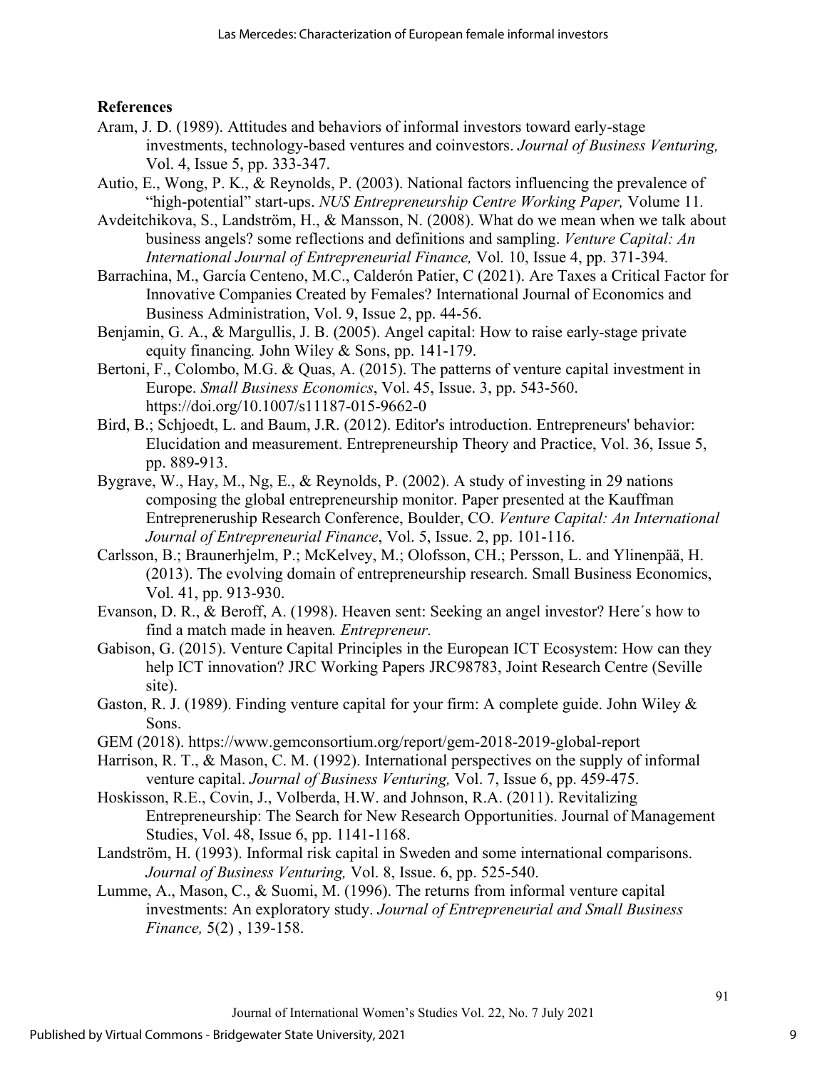## References

Aram, J. D. (1989). Attitudes and behaviors of informal investors toward early-stage investments, technology-based ventures and coinvestors. *Journal of Business Venturing,* Vol. 4, Issue 5, pp. 333-347.

Autio, E., Wong, P. K., & Reynolds, P. (2003). National factors influencing the prevalence of "high-potential" start-ups. *NUS Entrepreneurship Centre Working Paper,* Volume 11.

Avdeitchikova, S., Landström, H., & Mansson, N. (2008). What do we mean when we talk about business angels? some reflections and definitions and sampling. *Venture Capital: An International Journal of Entrepreneurial Finance,* Vol. 10, Issue 4, pp. 371-394.

Barrachina, M., García Centeno, M.C., Calderón Patier, C (2021). Are Taxes a Critical Factor for Innovative Companies Created by Females? International Journal of Economics and Business Administration, Vol. 9, Issue 2, pp. 44-56.

Benjamin, G. A., & Margullis, J. B. (2005). Angel capital: How to raise early-stage private equity financing. John Wiley & Sons, pp. 141-179.

Bertoni, F., Colombo, M.G. & Quas, A. (2015). The patterns of venture capital investment in Europe. *Small Business Economics*, Vol. 45, Issue. 3, pp. 543-560. https://doi.org/10.1007/s11187-015-9662-0

Bird, B.; Schjoedt, L. and Baum, J.R. (2012). Editor's introduction. Entrepreneurs' behavior: Elucidation and measurement. Entrepreneurship Theory and Practice, Vol. 36, Issue 5, pp. 889-913.

Bygrave, W., Hay, M., Ng, E., & Reynolds, P. (2002). A study of investing in 29 nations composing the global entrepreneurship monitor. Paper presented at the Kauffman Entrepreneruship Research Conference, Boulder, CO. *Venture Capital: An International Journal of Entrepreneurial Finance*, Vol. 5, Issue. 2, pp. 101-116.

Carlsson, B.; Braunerhjelm, P.; McKelvey, M.; Olofsson, CH.; Persson, L. and Ylinenpää, H. (2013). The evolving domain of entrepreneurship research. Small Business Economics, Vol. 41, pp. 913-930.

Evanson, D. R., & Beroff, A. (1998). Heaven sent: Seeking an angel investor? Here´s how to find a match made in heaven. *Entrepreneur.*

Gabison, G. (2015). Venture Capital Principles in the European ICT Ecosystem: How can they help ICT innovation? JRC Working Papers JRC98783, Joint Research Centre (Seville site).

Gaston, R. J. (1989). Finding venture capital for your firm: A complete guide. John Wiley & Sons.

GEM (2018). https://www.gemconsortium.org/report/gem-2018-2019-global-report

Harrison, R. T., & Mason, C. M. (1992). International perspectives on the supply of informal venture capital. *Journal of Business Venturing,* Vol. 7, Issue 6, pp. 459-475.

Hoskisson, R.E., Covin, J., Volberda, H.W. and Johnson, R.A. (2011). Revitalizing Entrepreneurship: The Search for New Research Opportunities. Journal of Management Studies, Vol. 48, Issue 6, pp. 1141-1168.

Landström, H. (1993). Informal risk capital in Sweden and some international comparisons. *Journal of Business Venturing,* Vol. 8, Issue. 6, pp. 525-540.

Lumme, A., Mason, C., & Suomi, M. (1996). The returns from informal venture capital investments: An exploratory study. *Journal of Entrepreneurial and Small Business Finance,* 5(2) , 139-158.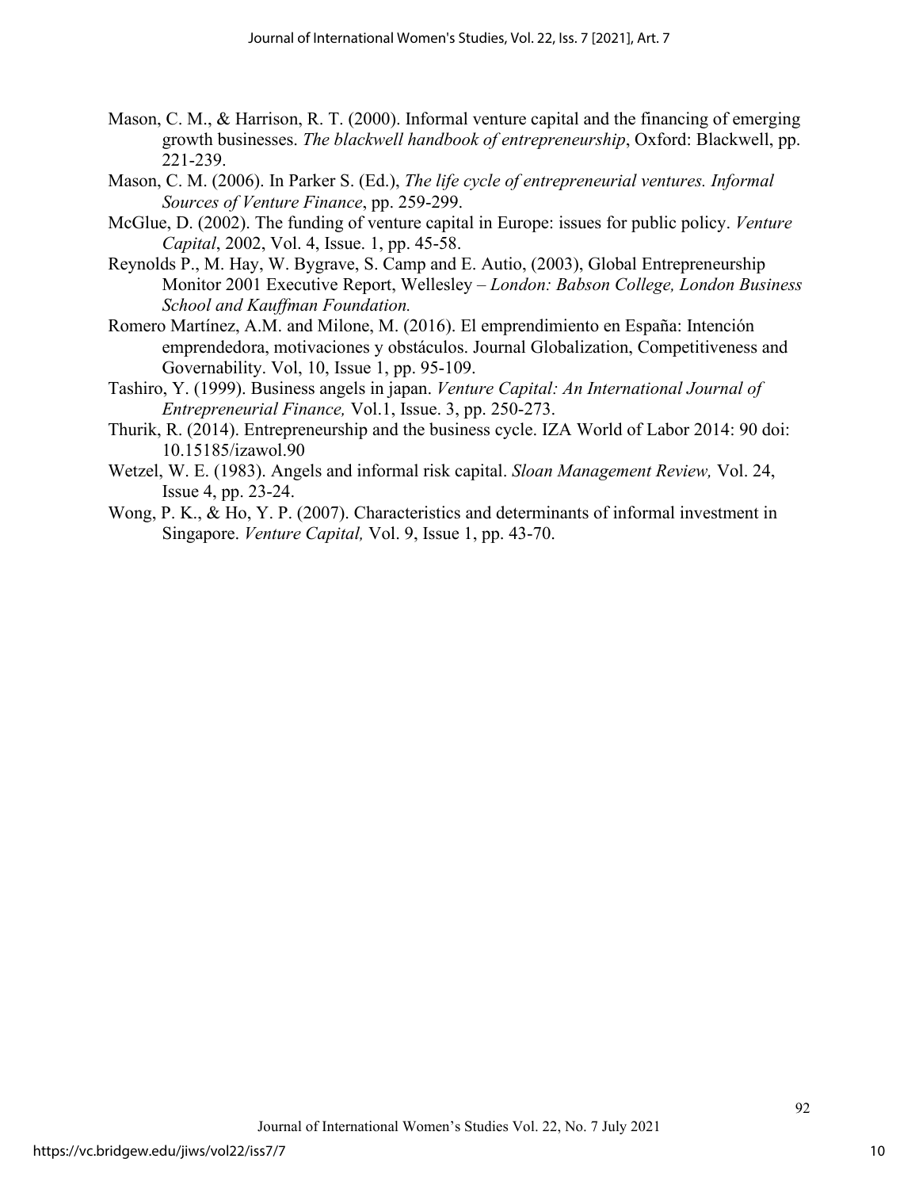Mason, C. M., & Harrison, R. T. (2000). Informal venture capital and the financing of emerging growth businesses. *The blackwell handbook of entrepreneurship*, Oxford: Blackwell, pp. 221-239.

Mason, C. M. (2006). In Parker S. (Ed.), *The life cycle of entrepreneurial ventures. Informal Sources of Venture Finance*, pp. 259-299.

McGlue, D. (2002). The funding of venture capital in Europe: issues for public policy. *Venture Capital*, 2002, Vol. 4, Issue. 1, pp. 45-58.

Reynolds P., M. Hay, W. Bygrave, S. Camp and E. Autio, (2003), Global Entrepreneurship Monitor 2001 Executive Report, Wellesley – *London: Babson College, London Business School and Kauffman Foundation.*

Romero Martínez, A.M. and Milone, M. (2016). El emprendimiento en España: Intención emprendedora, motivaciones y obstáculos. Journal Globalization, Competitiveness and Governability. Vol, 10, Issue 1, pp. 95-109.

Tashiro, Y. (1999). Business angels in japan. *Venture Capital: An International Journal of Entrepreneurial Finance,* Vol.1, Issue. 3, pp. 250-273.

Thurik, R. (2014). Entrepreneurship and the business cycle. IZA World of Labor 2014: 90 doi: 10.15185/izawol.90

Wetzel, W. E. (1983). Angels and informal risk capital. *Sloan Management Review,* Vol. 24, Issue 4, pp. 23-24.

Wong, P. K., & Ho, Y. P. (2007). Characteristics and determinants of informal investment in Singapore. *Venture Capital,* Vol. 9, Issue 1, pp. 43-70.